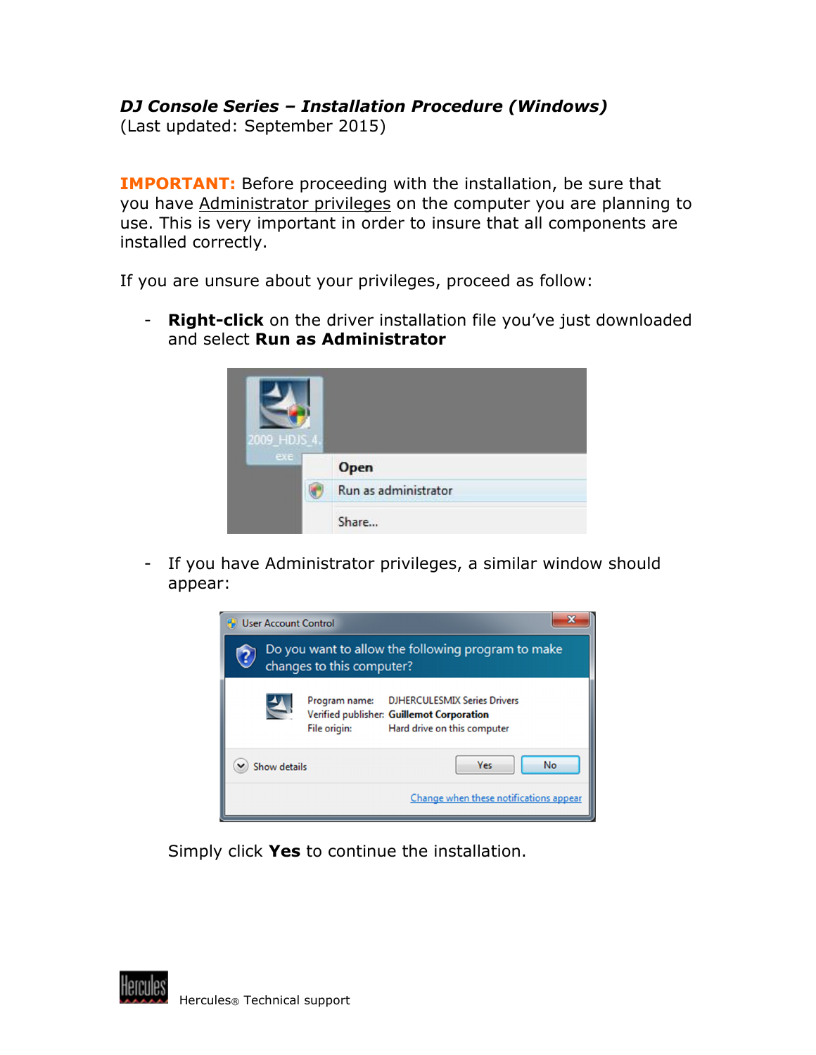***DJ Console Series – Installation Procedure (Windows)***
(Last updated: September 2015)

**IMPORTANT:** Before proceeding with the installation, be sure that you have Administrator privileges on the computer you are planning to use. This is very important in order to insure that all components are installed correctly.

If you are unsure about your privileges, proceed as follow:

- **Right-click** on the driver installation file you've just downloaded and select **Run as Administrator**

- If you have Administrator privileges, a similar window should appear:

Simply click **Yes** to continue the installation.

Hercules® Technical support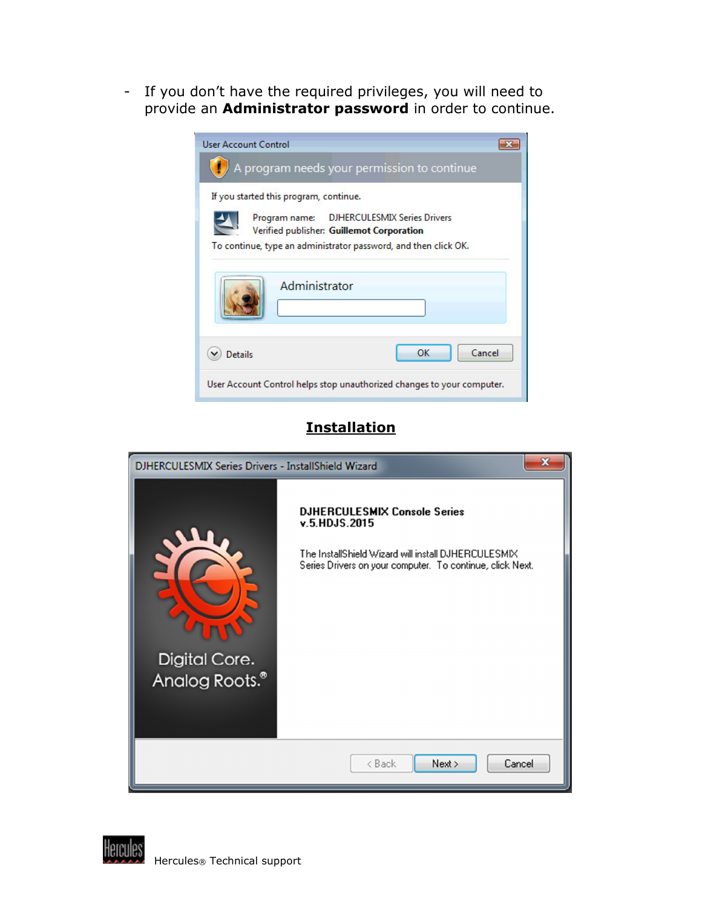- If you don't have the required privileges, you will need to provide an **Administrator password** in order to continue.

User Account Control

A program needs your permission to continue

If you started this program, continue.

Program name: DJHERCULESMIX Series Drivers
Verified publisher: **Guillemot Corporation**

To continue, type an administrator password, and then click OK.

Administrator

Details | OK | Cancel

User Account Control helps stop unauthorized changes to your computer.

## Installation

DJHERCULESMIX Series Drivers - InstallShield Wizard

**DJHERCULESMIX Console Series**
**v.5.HDJS.2015**

The InstallShield Wizard will install DJHERCULESMIX Series Drivers on your computer. To continue, click Next.

Digital Core.
Analog Roots.®

< Back | Next > | Cancel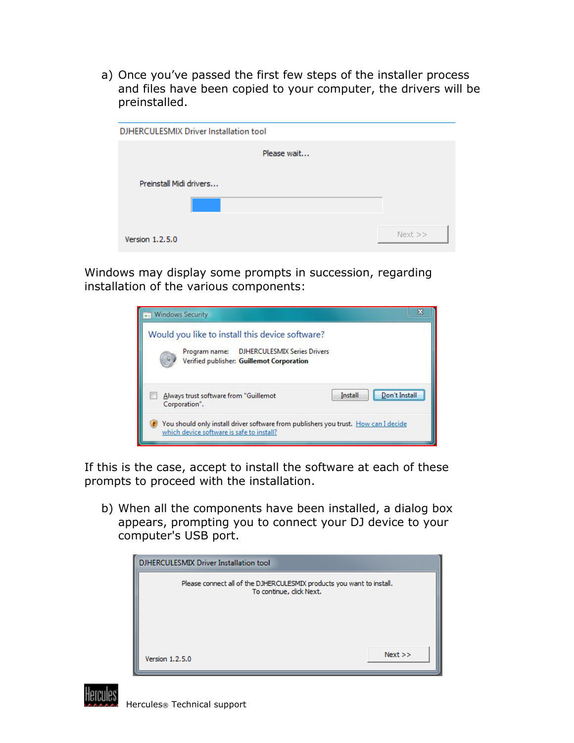a) Once you've passed the first few steps of the installer process and files have been copied to your computer, the drivers will be preinstalled.

DJHERCULESMIX Driver Installation tool

Please wait...

Preinstall Midi drivers...

Version 1.2.5.0

Next >>

Windows may display some prompts in succession, regarding installation of the various components:

Windows Security

Would you like to install this device software?

Program name: DJHERCULESMIX Series Drivers
Verified publisher: **Guillemot Corporation**

Always trust software from "Guillemot Corporation".

Install | Don't Install

You should only install driver software from publishers you trust. How can I decide which device software is safe to install?

If this is the case, accept to install the software at each of these prompts to proceed with the installation.

b) When all the components have been installed, a dialog box appears, prompting you to connect your DJ device to your computer's USB port.

DJHERCULESMIX Driver Installation tool

Please connect all of the DJHERCULESMIX products you want to install.
To continue, click Next.

Version 1.2.5.0

Next >>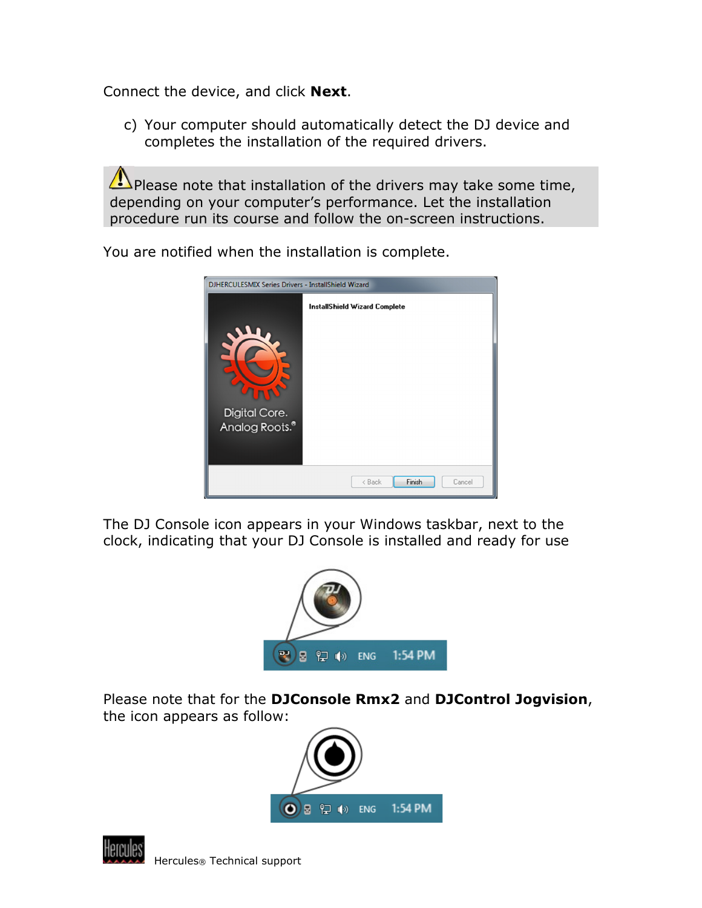Connect the device, and click **Next**.

c) Your computer should automatically detect the DJ device and completes the installation of the required drivers.

⚠ Please note that installation of the drivers may take some time, depending on your computer's performance. Let the installation procedure run its course and follow the on-screen instructions.

You are notified when the installation is complete.

The DJ Console icon appears in your Windows taskbar, next to the clock, indicating that your DJ Console is installed and ready for use

Please note that for the **DJConsole Rmx2** and **DJControl Jogvision**, the icon appears as follow:

Hercules® Technical support